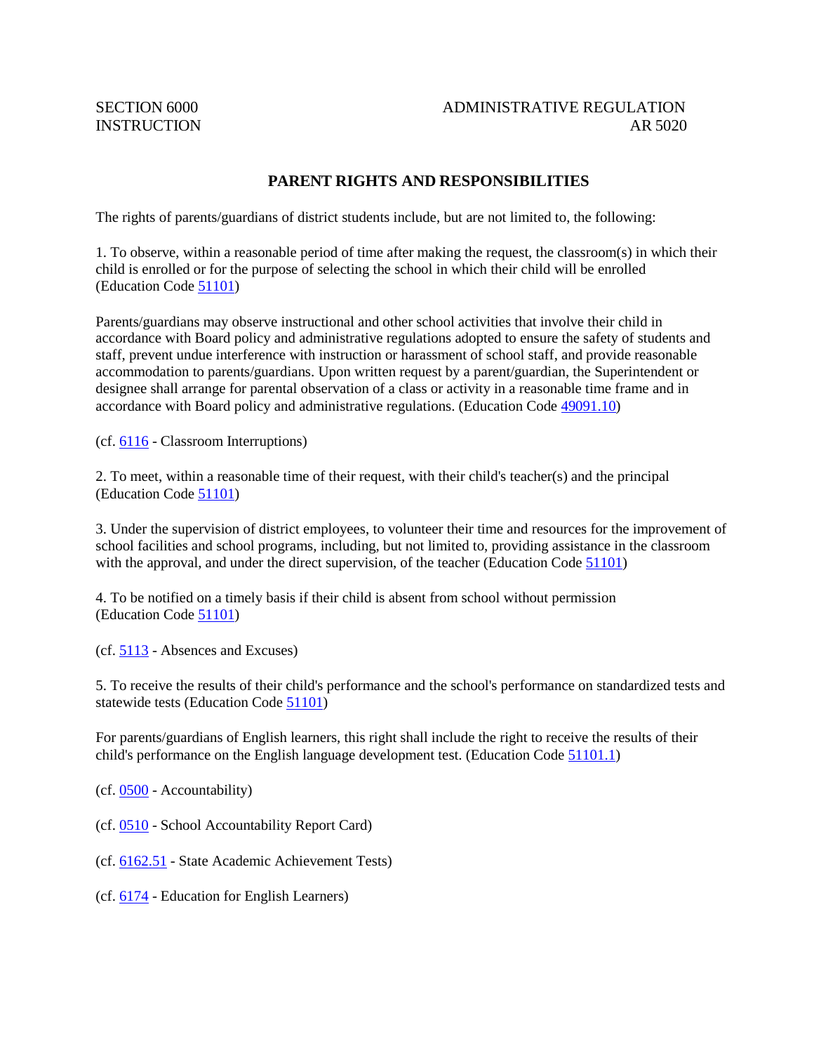SECTION 6000
INSTRUCTION

ADMINISTRATIVE REGULATION
AR 5020

# PARENT RIGHTS AND RESPONSIBILITIES

The rights of parents/guardians of district students include, but are not limited to, the following:

1. To observe, within a reasonable period of time after making the request, the classroom(s) in which their child is enrolled or for the purpose of selecting the school in which their child will be enrolled (Education Code 51101)

Parents/guardians may observe instructional and other school activities that involve their child in accordance with Board policy and administrative regulations adopted to ensure the safety of students and staff, prevent undue interference with instruction or harassment of school staff, and provide reasonable accommodation to parents/guardians. Upon written request by a parent/guardian, the Superintendent or designee shall arrange for parental observation of a class or activity in a reasonable time frame and in accordance with Board policy and administrative regulations. (Education Code 49091.10)

(cf. 6116 - Classroom Interruptions)

2. To meet, within a reasonable time of their request, with their child's teacher(s) and the principal (Education Code 51101)

3. Under the supervision of district employees, to volunteer their time and resources for the improvement of school facilities and school programs, including, but not limited to, providing assistance in the classroom with the approval, and under the direct supervision, of the teacher (Education Code 51101)

4. To be notified on a timely basis if their child is absent from school without permission (Education Code 51101)

(cf. 5113 - Absences and Excuses)

5. To receive the results of their child's performance and the school's performance on standardized tests and statewide tests (Education Code 51101)

For parents/guardians of English learners, this right shall include the right to receive the results of their child's performance on the English language development test. (Education Code 51101.1)

(cf. 0500 - Accountability)

(cf. 0510 - School Accountability Report Card)

(cf. 6162.51 - State Academic Achievement Tests)

(cf. 6174 - Education for English Learners)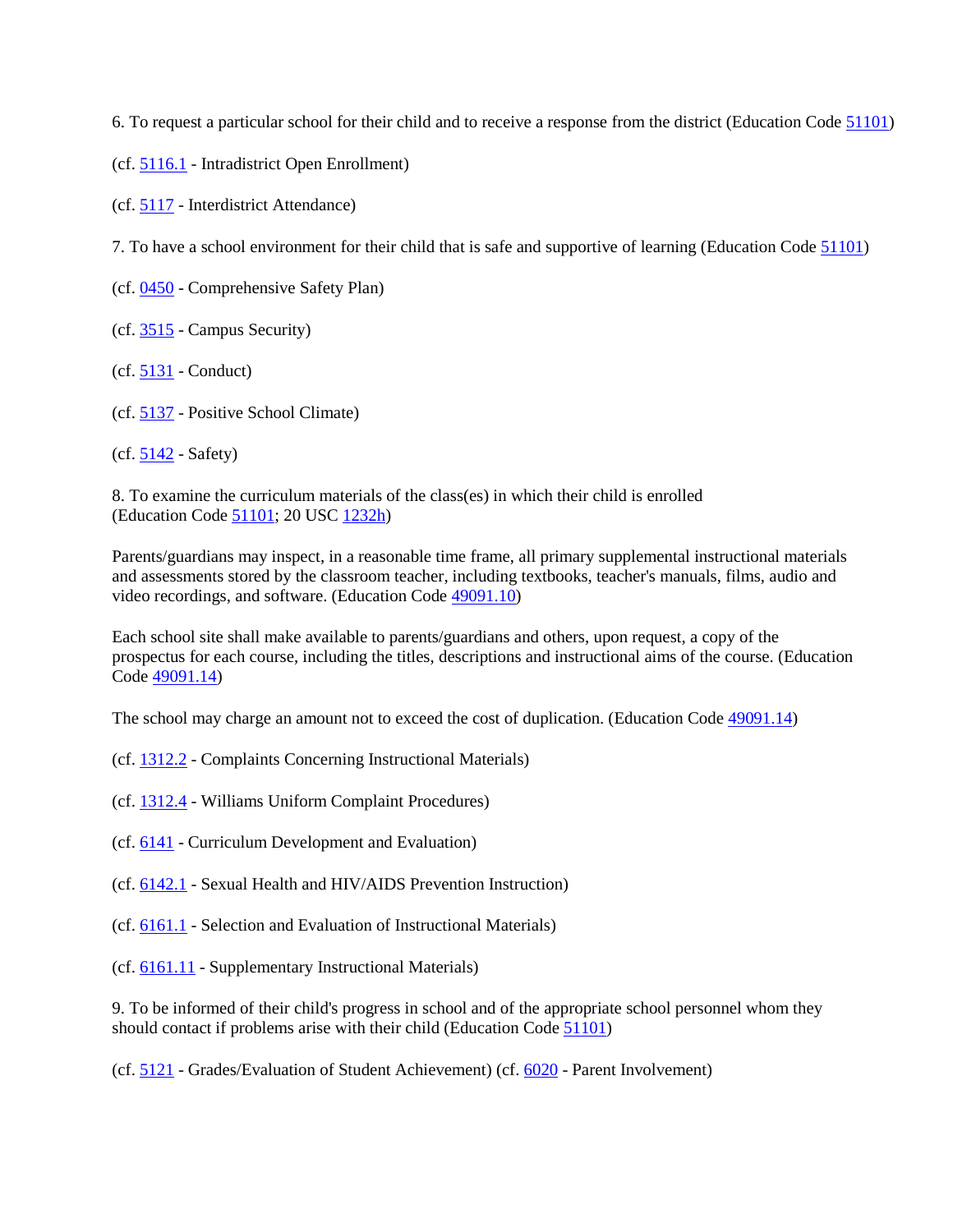6. To request a particular school for their child and to receive a response from the district (Education Code 51101)

(cf. 5116.1 - Intradistrict Open Enrollment)

(cf. 5117 - Interdistrict Attendance)

7. To have a school environment for their child that is safe and supportive of learning (Education Code 51101)

(cf. 0450 - Comprehensive Safety Plan)

(cf. 3515 - Campus Security)

(cf. 5131 - Conduct)

(cf. 5137 - Positive School Climate)

(cf. 5142 - Safety)

8. To examine the curriculum materials of the class(es) in which their child is enrolled (Education Code 51101; 20 USC 1232h)

Parents/guardians may inspect, in a reasonable time frame, all primary supplemental instructional materials and assessments stored by the classroom teacher, including textbooks, teacher's manuals, films, audio and video recordings, and software. (Education Code 49091.10)

Each school site shall make available to parents/guardians and others, upon request, a copy of the prospectus for each course, including the titles, descriptions and instructional aims of the course. (Education Code 49091.14)

The school may charge an amount not to exceed the cost of duplication. (Education Code 49091.14)

(cf. 1312.2 - Complaints Concerning Instructional Materials)

(cf. 1312.4 - Williams Uniform Complaint Procedures)

(cf. 6141 - Curriculum Development and Evaluation)

(cf. 6142.1 - Sexual Health and HIV/AIDS Prevention Instruction)

(cf. 6161.1 - Selection and Evaluation of Instructional Materials)

(cf. 6161.11 - Supplementary Instructional Materials)

9. To be informed of their child's progress in school and of the appropriate school personnel whom they should contact if problems arise with their child (Education Code 51101)

(cf. 5121 - Grades/Evaluation of Student Achievement) (cf. 6020 - Parent Involvement)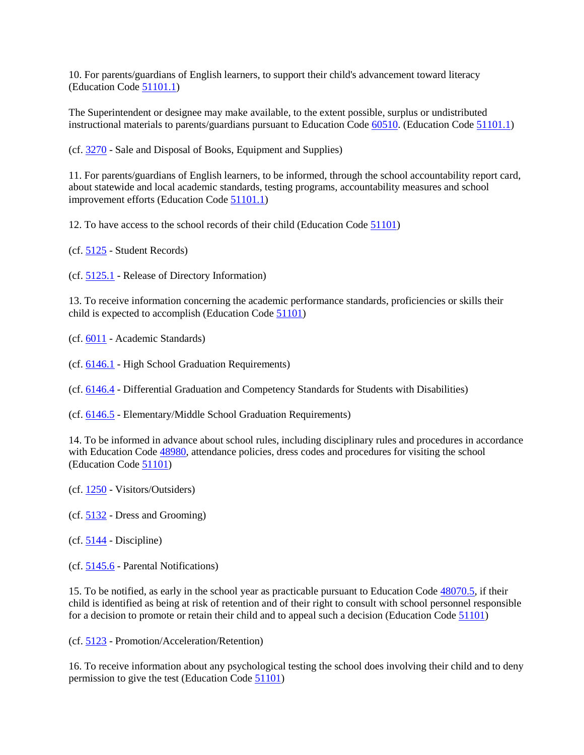10. For parents/guardians of English learners, to support their child's advancement toward literacy (Education Code 51101.1)

The Superintendent or designee may make available, to the extent possible, surplus or undistributed instructional materials to parents/guardians pursuant to Education Code 60510. (Education Code 51101.1)

(cf. 3270 - Sale and Disposal of Books, Equipment and Supplies)

11. For parents/guardians of English learners, to be informed, through the school accountability report card, about statewide and local academic standards, testing programs, accountability measures and school improvement efforts (Education Code 51101.1)

12. To have access to the school records of their child (Education Code 51101)

(cf. 5125 - Student Records)

(cf. 5125.1 - Release of Directory Information)

13. To receive information concerning the academic performance standards, proficiencies or skills their child is expected to accomplish (Education Code 51101)

(cf. 6011 - Academic Standards)

(cf. 6146.1 - High School Graduation Requirements)

(cf. 6146.4 - Differential Graduation and Competency Standards for Students with Disabilities)

(cf. 6146.5 - Elementary/Middle School Graduation Requirements)

14. To be informed in advance about school rules, including disciplinary rules and procedures in accordance with Education Code 48980, attendance policies, dress codes and procedures for visiting the school (Education Code 51101)

(cf. 1250 - Visitors/Outsiders)

(cf. 5132 - Dress and Grooming)

(cf. 5144 - Discipline)

(cf. 5145.6 - Parental Notifications)

15. To be notified, as early in the school year as practicable pursuant to Education Code 48070.5, if their child is identified as being at risk of retention and of their right to consult with school personnel responsible for a decision to promote or retain their child and to appeal such a decision (Education Code 51101)

(cf. 5123 - Promotion/Acceleration/Retention)

16. To receive information about any psychological testing the school does involving their child and to deny permission to give the test (Education Code 51101)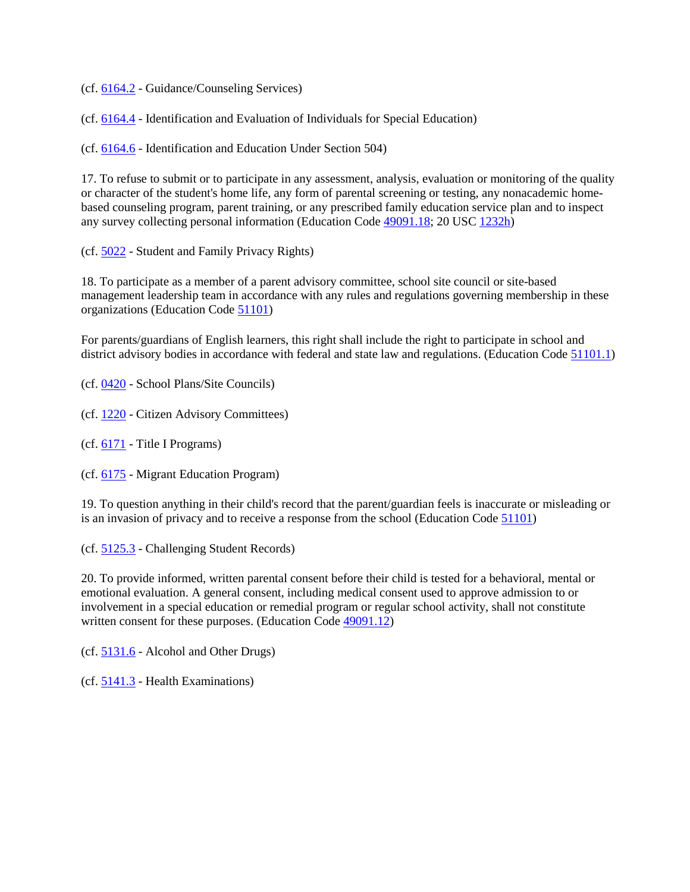(cf. 6164.2 - Guidance/Counseling Services)

(cf. 6164.4 - Identification and Evaluation of Individuals for Special Education)

(cf. 6164.6 - Identification and Education Under Section 504)

17. To refuse to submit or to participate in any assessment, analysis, evaluation or monitoring of the quality or character of the student's home life, any form of parental screening or testing, any nonacademic home-based counseling program, parent training, or any prescribed family education service plan and to inspect any survey collecting personal information (Education Code 49091.18; 20 USC 1232h)

(cf. 5022 - Student and Family Privacy Rights)

18. To participate as a member of a parent advisory committee, school site council or site-based management leadership team in accordance with any rules and regulations governing membership in these organizations (Education Code 51101)

For parents/guardians of English learners, this right shall include the right to participate in school and district advisory bodies in accordance with federal and state law and regulations. (Education Code 51101.1)

(cf. 0420 - School Plans/Site Councils)

(cf. 1220 - Citizen Advisory Committees)

(cf. 6171 - Title I Programs)

(cf. 6175 - Migrant Education Program)

19. To question anything in their child's record that the parent/guardian feels is inaccurate or misleading or is an invasion of privacy and to receive a response from the school (Education Code 51101)

(cf. 5125.3 - Challenging Student Records)

20. To provide informed, written parental consent before their child is tested for a behavioral, mental or emotional evaluation. A general consent, including medical consent used to approve admission to or involvement in a special education or remedial program or regular school activity, shall not constitute written consent for these purposes. (Education Code 49091.12)

(cf. 5131.6 - Alcohol and Other Drugs)

(cf. 5141.3 - Health Examinations)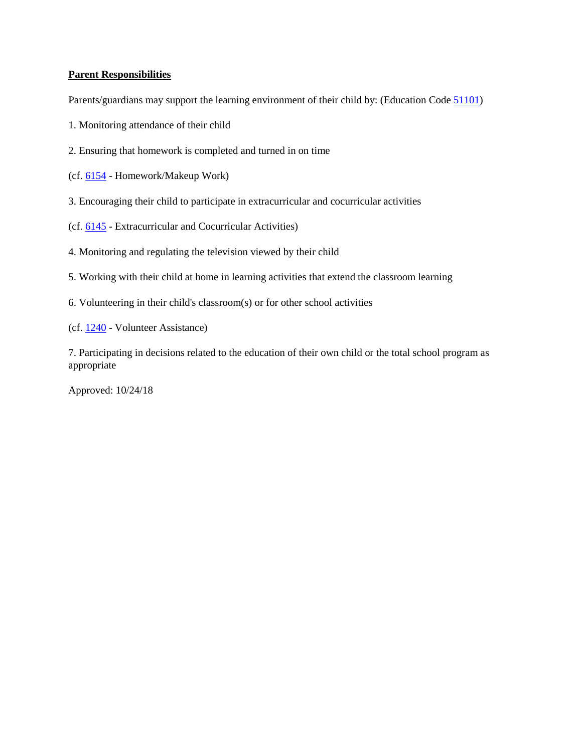**Parent Responsibilities**

Parents/guardians may support the learning environment of their child by: (Education Code 51101)

1. Monitoring attendance of their child

2. Ensuring that homework is completed and turned in on time

(cf. 6154 - Homework/Makeup Work)

3. Encouraging their child to participate in extracurricular and cocurricular activities

(cf. 6145 - Extracurricular and Cocurricular Activities)

4. Monitoring and regulating the television viewed by their child

5. Working with their child at home in learning activities that extend the classroom learning

6. Volunteering in their child's classroom(s) or for other school activities

(cf. 1240 - Volunteer Assistance)

7. Participating in decisions related to the education of their own child or the total school program as appropriate

Approved: 10/24/18